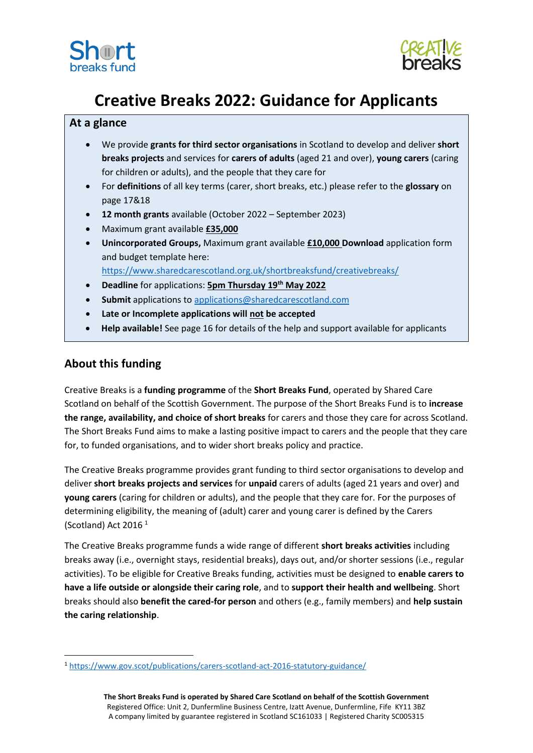# Creative Breaks 2022: Guidance for Applicants

## At a glance

- We provide **grants for third sector organisations** in Scotland to develop and deliver **short breaks projects** and services for **carers of adults** (aged 21 and over), **young carers** (caring for children or adults), and the people that they care for
- For **definitions** of all key terms (carer, short breaks, etc.) please refer to the **glossary** on page 17&18
- **12 month grants** available (October 2022 – September 2023)
- Maximum grant available **£35,000**
- **Unincorporated Groups,** Maximum grant available **£10,000** **Download** application form and budget template here: https://www.sharedcarescotland.org.uk/shortbreaksfund/creativebreaks/
- **Deadline** for applications: **5pm Thursday 19th May 2022**
- **Submit** applications to applications@sharedcarescotland.com
- **Late or Incomplete applications will not be accepted**
- **Help available!** See page 16 for details of the help and support available for applicants

## About this funding

Creative Breaks is a **funding programme** of the **Short Breaks Fund**, operated by Shared Care Scotland on behalf of the Scottish Government. The purpose of the Short Breaks Fund is to **increase the range, availability, and choice of short breaks** for carers and those they care for across Scotland. The Short Breaks Fund aims to make a lasting positive impact to carers and the people that they care for, to funded organisations, and to wider short breaks policy and practice.

The Creative Breaks programme provides grant funding to third sector organisations to develop and deliver **short breaks projects and services** for **unpaid** carers of adults (aged 21 years and over) and **young carers** (caring for children or adults), and the people that they care for. For the purposes of determining eligibility, the meaning of (adult) carer and young carer is defined by the Carers (Scotland) Act 2016 [1]

The Creative Breaks programme funds a wide range of different **short breaks activities** including breaks away (i.e., overnight stays, residential breaks), days out, and/or shorter sessions (i.e., regular activities). To be eligible for Creative Breaks funding, activities must be designed to **enable carers to have a life outside or alongside their caring role**, and to **support their health and wellbeing**. Short breaks should also **benefit the cared-for person** and others (e.g., family members) and **help sustain the caring relationship**.

[1] https://www.gov.scot/publications/carers-scotland-act-2016-statutory-guidance/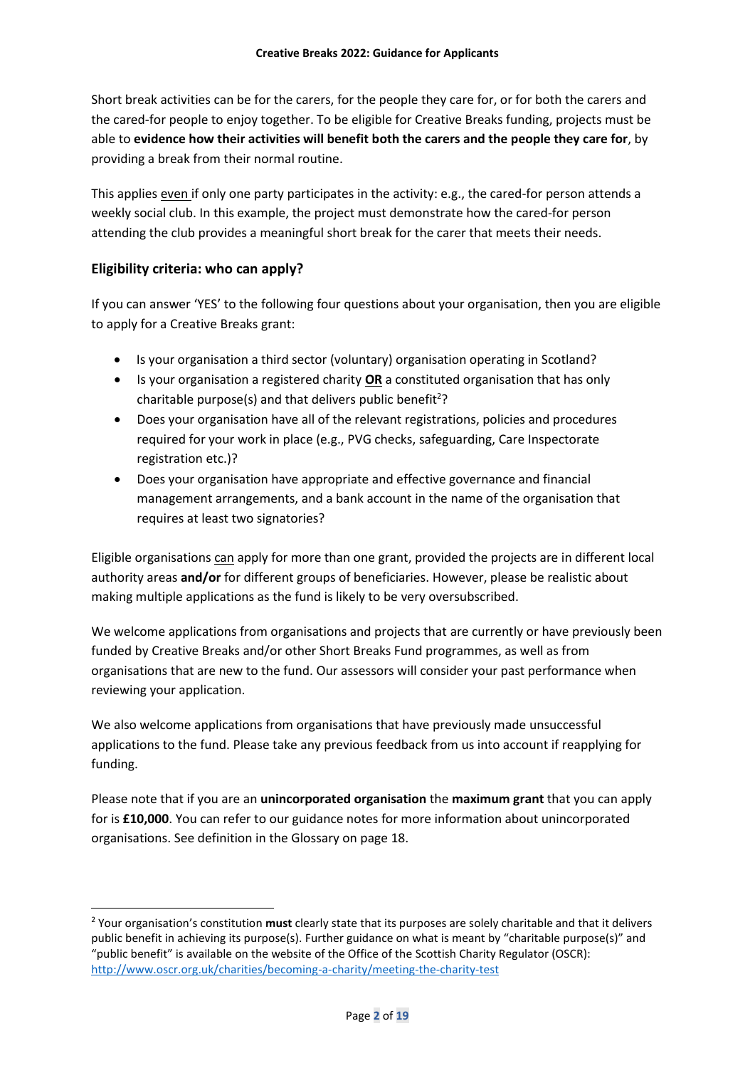Short break activities can be for the carers, for the people they care for, or for both the carers and the cared-for people to enjoy together. To be eligible for Creative Breaks funding, projects must be able to **evidence how their activities will benefit both the carers and the people they care for**, by providing a break from their normal routine.

This applies even if only one party participates in the activity: e.g., the cared-for person attends a weekly social club. In this example, the project must demonstrate how the cared-for person attending the club provides a meaningful short break for the carer that meets their needs.

### Eligibility criteria: who can apply?

If you can answer 'YES' to the following four questions about your organisation, then you are eligible to apply for a Creative Breaks grant:

- Is your organisation a third sector (voluntary) organisation operating in Scotland?
- Is your organisation a registered charity **OR** a constituted organisation that has only charitable purpose(s) and that delivers public benefit[2]?
- Does your organisation have all of the relevant registrations, policies and procedures required for your work in place (e.g., PVG checks, safeguarding, Care Inspectorate registration etc.)?
- Does your organisation have appropriate and effective governance and financial management arrangements, and a bank account in the name of the organisation that requires at least two signatories?

Eligible organisations can apply for more than one grant, provided the projects are in different local authority areas **and/or** for different groups of beneficiaries. However, please be realistic about making multiple applications as the fund is likely to be very oversubscribed.

We welcome applications from organisations and projects that are currently or have previously been funded by Creative Breaks and/or other Short Breaks Fund programmes, as well as from organisations that are new to the fund. Our assessors will consider your past performance when reviewing your application.

We also welcome applications from organisations that have previously made unsuccessful applications to the fund. Please take any previous feedback from us into account if reapplying for funding.

Please note that if you are an **unincorporated organisation** the **maximum grant** that you can apply for is **£10,000**. You can refer to our guidance notes for more information about unincorporated organisations. See definition in the Glossary on page 18.

---

[2] Your organisation's constitution **must** clearly state that its purposes are solely charitable and that it delivers public benefit in achieving its purpose(s). Further guidance on what is meant by "charitable purpose(s)" and "public benefit" is available on the website of the Office of the Scottish Charity Regulator (OSCR): http://www.oscr.org.uk/charities/becoming-a-charity/meeting-the-charity-test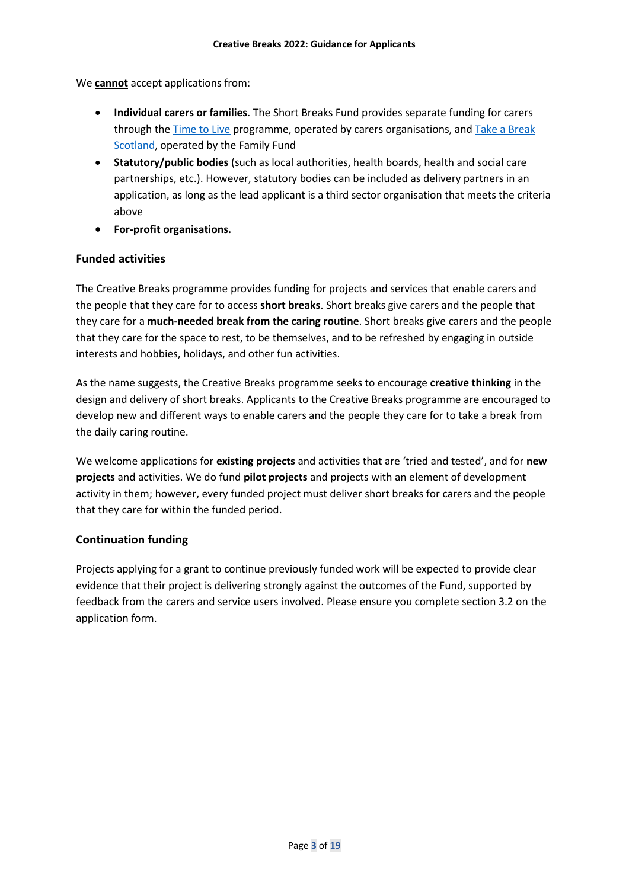We **cannot** accept applications from:

- **Individual carers or families**. The Short Breaks Fund provides separate funding for carers through the Time to Live programme, operated by carers organisations, and Take a Break Scotland, operated by the Family Fund
- **Statutory/public bodies** (such as local authorities, health boards, health and social care partnerships, etc.). However, statutory bodies can be included as delivery partners in an application, as long as the lead applicant is a third sector organisation that meets the criteria above
- **For-profit organisations.**

## Funded activities

The Creative Breaks programme provides funding for projects and services that enable carers and the people that they care for to access **short breaks**. Short breaks give carers and the people that they care for a **much-needed break from the caring routine**. Short breaks give carers and the people that they care for the space to rest, to be themselves, and to be refreshed by engaging in outside interests and hobbies, holidays, and other fun activities.

As the name suggests, the Creative Breaks programme seeks to encourage **creative thinking** in the design and delivery of short breaks. Applicants to the Creative Breaks programme are encouraged to develop new and different ways to enable carers and the people they care for to take a break from the daily caring routine.

We welcome applications for **existing projects** and activities that are 'tried and tested', and for **new projects** and activities. We do fund **pilot projects** and projects with an element of development activity in them; however, every funded project must deliver short breaks for carers and the people that they care for within the funded period.

## Continuation funding

Projects applying for a grant to continue previously funded work will be expected to provide clear evidence that their project is delivering strongly against the outcomes of the Fund, supported by feedback from the carers and service users involved. Please ensure you complete section 3.2 on the application form.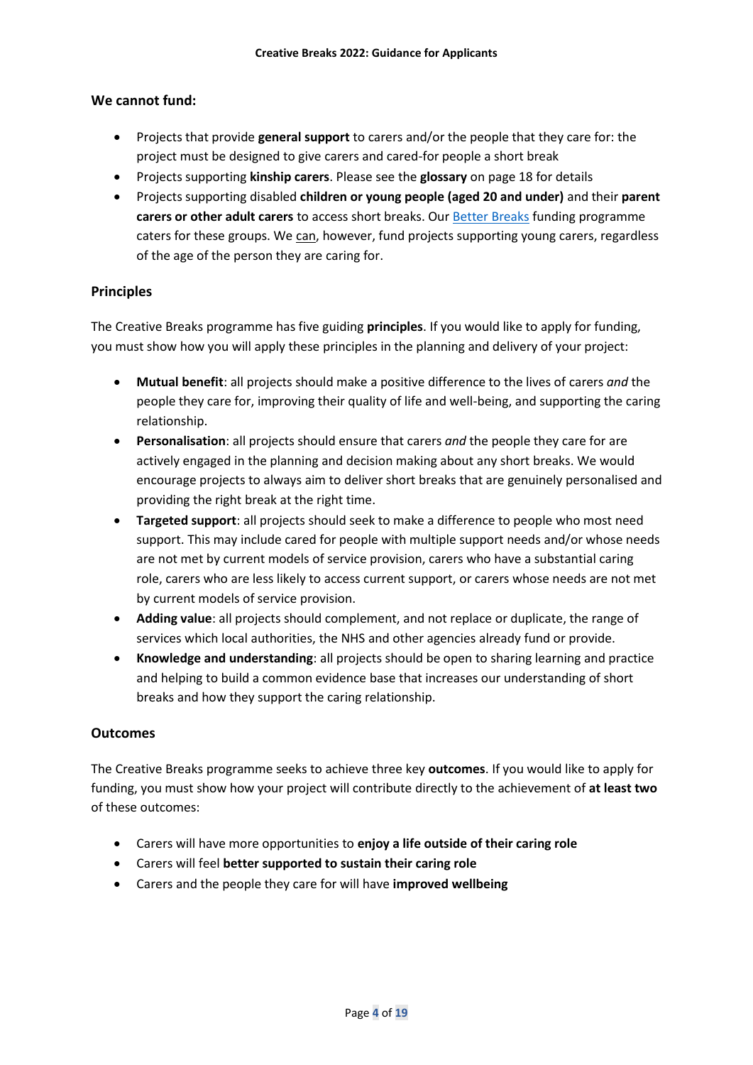## We cannot fund:

- Projects that provide **general support** to carers and/or the people that they care for: the project must be designed to give carers and cared-for people a short break
- Projects supporting **kinship carers**. Please see the **glossary** on page 18 for details
- Projects supporting disabled **children or young people (aged 20 and under)** and their **parent carers or other adult carers** to access short breaks. Our Better Breaks funding programme caters for these groups. We can, however, fund projects supporting young carers, regardless of the age of the person they are caring for.

## Principles

The Creative Breaks programme has five guiding **principles**. If you would like to apply for funding, you must show how you will apply these principles in the planning and delivery of your project:

- **Mutual benefit**: all projects should make a positive difference to the lives of carers *and* the people they care for, improving their quality of life and well-being, and supporting the caring relationship.
- **Personalisation**: all projects should ensure that carers *and* the people they care for are actively engaged in the planning and decision making about any short breaks. We would encourage projects to always aim to deliver short breaks that are genuinely personalised and providing the right break at the right time.
- **Targeted support**: all projects should seek to make a difference to people who most need support. This may include cared for people with multiple support needs and/or whose needs are not met by current models of service provision, carers who have a substantial caring role, carers who are less likely to access current support, or carers whose needs are not met by current models of service provision.
- **Adding value**: all projects should complement, and not replace or duplicate, the range of services which local authorities, the NHS and other agencies already fund or provide.
- **Knowledge and understanding**: all projects should be open to sharing learning and practice and helping to build a common evidence base that increases our understanding of short breaks and how they support the caring relationship.

## Outcomes

The Creative Breaks programme seeks to achieve three key **outcomes**. If you would like to apply for funding, you must show how your project will contribute directly to the achievement of **at least two** of these outcomes:

- Carers will have more opportunities to **enjoy a life outside of their caring role**
- Carers will feel **better supported to sustain their caring role**
- Carers and the people they care for will have **improved wellbeing**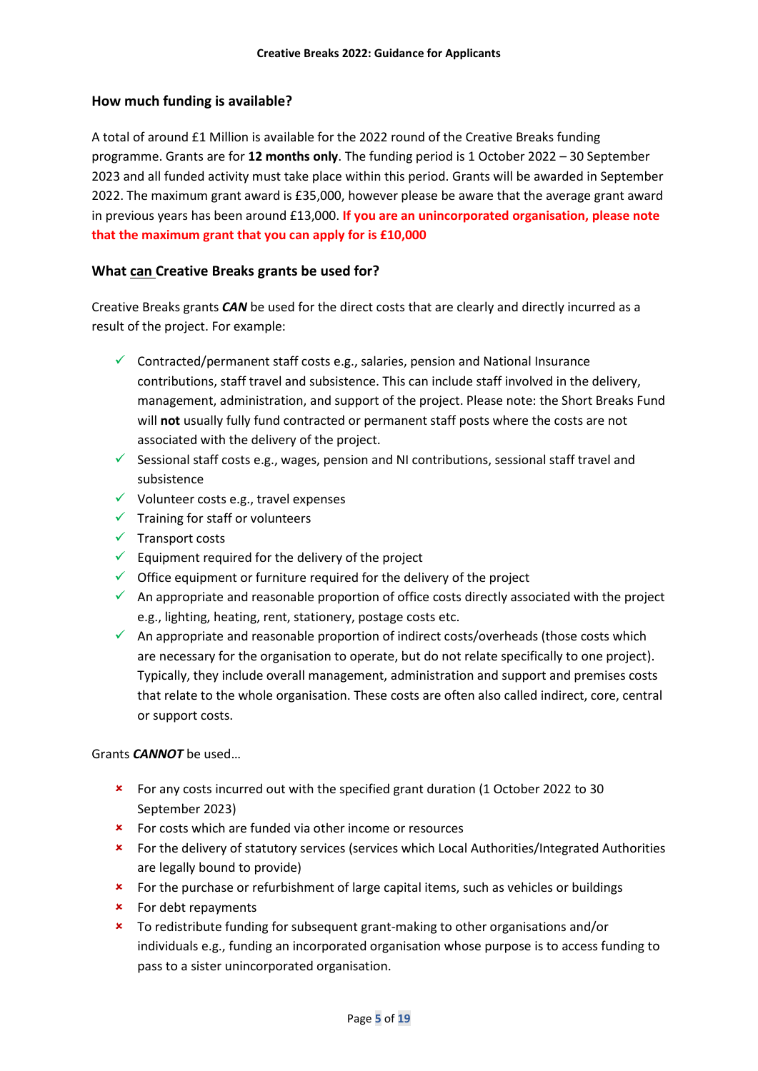## How much funding is available?

A total of around £1 Million is available for the 2022 round of the Creative Breaks funding programme. Grants are for **12 months only**. The funding period is 1 October 2022 – 30 September 2023 and all funded activity must take place within this period. Grants will be awarded in September 2022. The maximum grant award is £35,000, however please be aware that the average grant award in previous years has been around £13,000. **If you are an unincorporated organisation, please note that the maximum grant that you can apply for is £10,000**

## What can Creative Breaks grants be used for?

Creative Breaks grants ***CAN*** be used for the direct costs that are clearly and directly incurred as a result of the project. For example:

- ✓ Contracted/permanent staff costs e.g., salaries, pension and National Insurance contributions, staff travel and subsistence. This can include staff involved in the delivery, management, administration, and support of the project. Please note: the Short Breaks Fund will **not** usually fully fund contracted or permanent staff posts where the costs are not associated with the delivery of the project.
- ✓ Sessional staff costs e.g., wages, pension and NI contributions, sessional staff travel and subsistence
- ✓ Volunteer costs e.g., travel expenses
- ✓ Training for staff or volunteers
- ✓ Transport costs
- ✓ Equipment required for the delivery of the project
- ✓ Office equipment or furniture required for the delivery of the project
- ✓ An appropriate and reasonable proportion of office costs directly associated with the project e.g., lighting, heating, rent, stationery, postage costs etc.
- ✓ An appropriate and reasonable proportion of indirect costs/overheads (those costs which are necessary for the organisation to operate, but do not relate specifically to one project). Typically, they include overall management, administration and support and premises costs that relate to the whole organisation. These costs are often also called indirect, core, central or support costs.

Grants ***CANNOT*** be used…

- ✗ For any costs incurred out with the specified grant duration (1 October 2022 to 30 September 2023)
- ✗ For costs which are funded via other income or resources
- ✗ For the delivery of statutory services (services which Local Authorities/Integrated Authorities are legally bound to provide)
- ✗ For the purchase or refurbishment of large capital items, such as vehicles or buildings
- ✗ For debt repayments
- ✗ To redistribute funding for subsequent grant-making to other organisations and/or individuals e.g., funding an incorporated organisation whose purpose is to access funding to pass to a sister unincorporated organisation.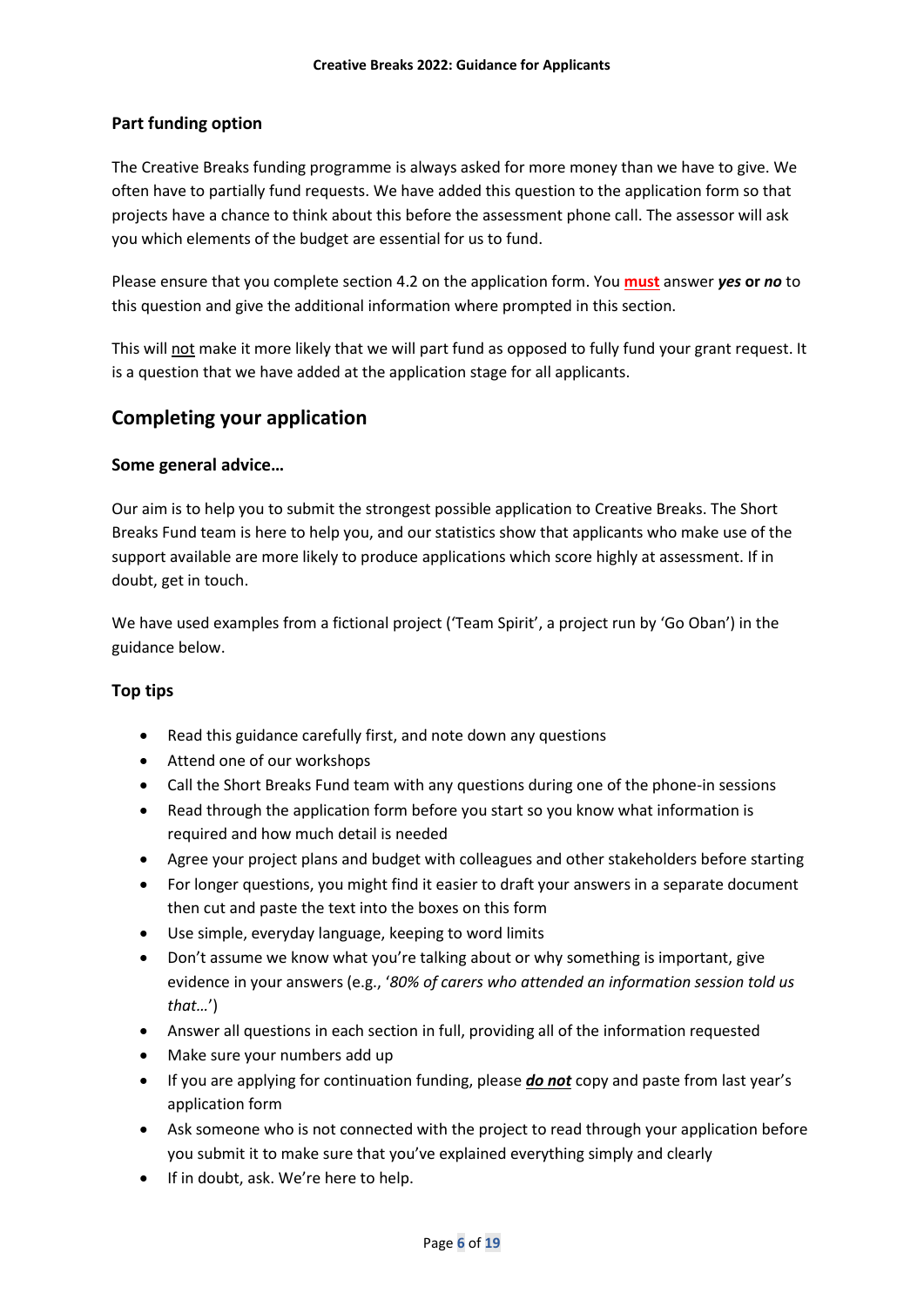### Part funding option

The Creative Breaks funding programme is always asked for more money than we have to give. We often have to partially fund requests. We have added this question to the application form so that projects have a chance to think about this before the assessment phone call. The assessor will ask you which elements of the budget are essential for us to fund.

Please ensure that you complete section 4.2 on the application form. You **must** answer ***yes*** **or** ***no*** to this question and give the additional information where prompted in this section.

This will not make it more likely that we will part fund as opposed to fully fund your grant request. It is a question that we have added at the application stage for all applicants.

## Completing your application

### Some general advice…

Our aim is to help you to submit the strongest possible application to Creative Breaks. The Short Breaks Fund team is here to help you, and our statistics show that applicants who make use of the support available are more likely to produce applications which score highly at assessment. If in doubt, get in touch.

We have used examples from a fictional project ('Team Spirit', a project run by 'Go Oban') in the guidance below.

### Top tips

- Read this guidance carefully first, and note down any questions
- Attend one of our workshops
- Call the Short Breaks Fund team with any questions during one of the phone-in sessions
- Read through the application form before you start so you know what information is required and how much detail is needed
- Agree your project plans and budget with colleagues and other stakeholders before starting
- For longer questions, you might find it easier to draft your answers in a separate document then cut and paste the text into the boxes on this form
- Use simple, everyday language, keeping to word limits
- Don't assume we know what you're talking about or why something is important, give evidence in your answers (e.g., '*80% of carers who attended an information session told us that…*')
- Answer all questions in each section in full, providing all of the information requested
- Make sure your numbers add up
- If you are applying for continuation funding, please ***do not*** copy and paste from last year's application form
- Ask someone who is not connected with the project to read through your application before you submit it to make sure that you've explained everything simply and clearly
- If in doubt, ask. We're here to help.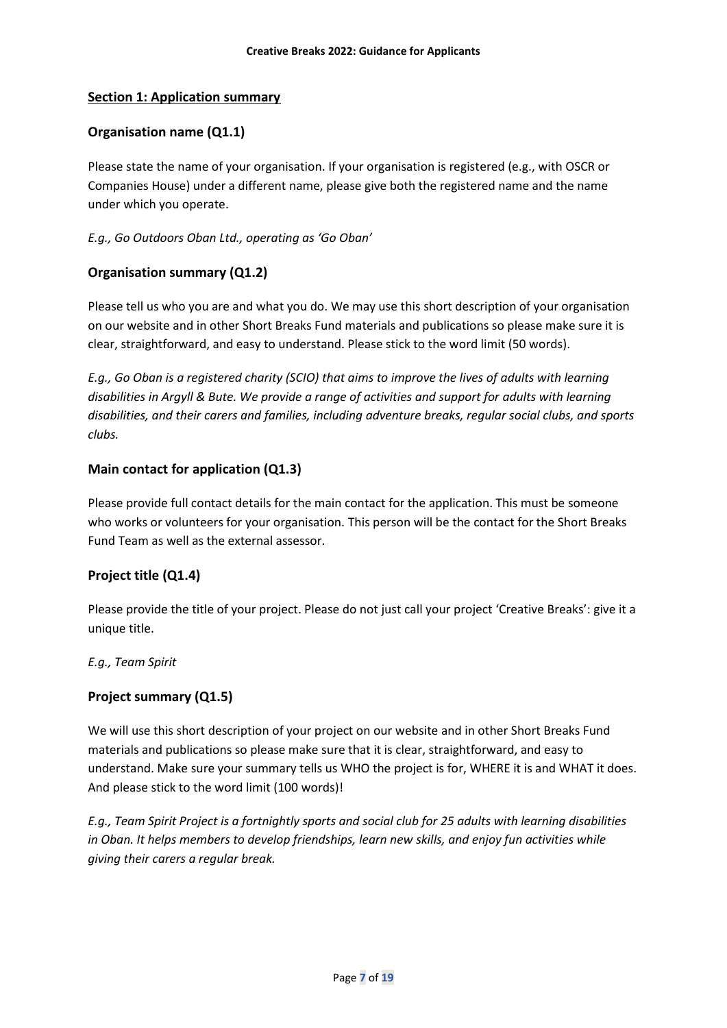## Section 1: Application summary

### Organisation name (Q1.1)

Please state the name of your organisation. If your organisation is registered (e.g., with OSCR or Companies House) under a different name, please give both the registered name and the name under which you operate.

*E.g., Go Outdoors Oban Ltd., operating as 'Go Oban'*

### Organisation summary (Q1.2)

Please tell us who you are and what you do. We may use this short description of your organisation on our website and in other Short Breaks Fund materials and publications so please make sure it is clear, straightforward, and easy to understand. Please stick to the word limit (50 words).

*E.g., Go Oban is a registered charity (SCIO) that aims to improve the lives of adults with learning disabilities in Argyll & Bute. We provide a range of activities and support for adults with learning disabilities, and their carers and families, including adventure breaks, regular social clubs, and sports clubs.*

### Main contact for application (Q1.3)

Please provide full contact details for the main contact for the application. This must be someone who works or volunteers for your organisation. This person will be the contact for the Short Breaks Fund Team as well as the external assessor.

### Project title (Q1.4)

Please provide the title of your project. Please do not just call your project 'Creative Breaks': give it a unique title.

*E.g., Team Spirit*

### Project summary (Q1.5)

We will use this short description of your project on our website and in other Short Breaks Fund materials and publications so please make sure that it is clear, straightforward, and easy to understand. Make sure your summary tells us WHO the project is for, WHERE it is and WHAT it does. And please stick to the word limit (100 words)!

*E.g., Team Spirit Project is a fortnightly sports and social club for 25 adults with learning disabilities in Oban. It helps members to develop friendships, learn new skills, and enjoy fun activities while giving their carers a regular break.*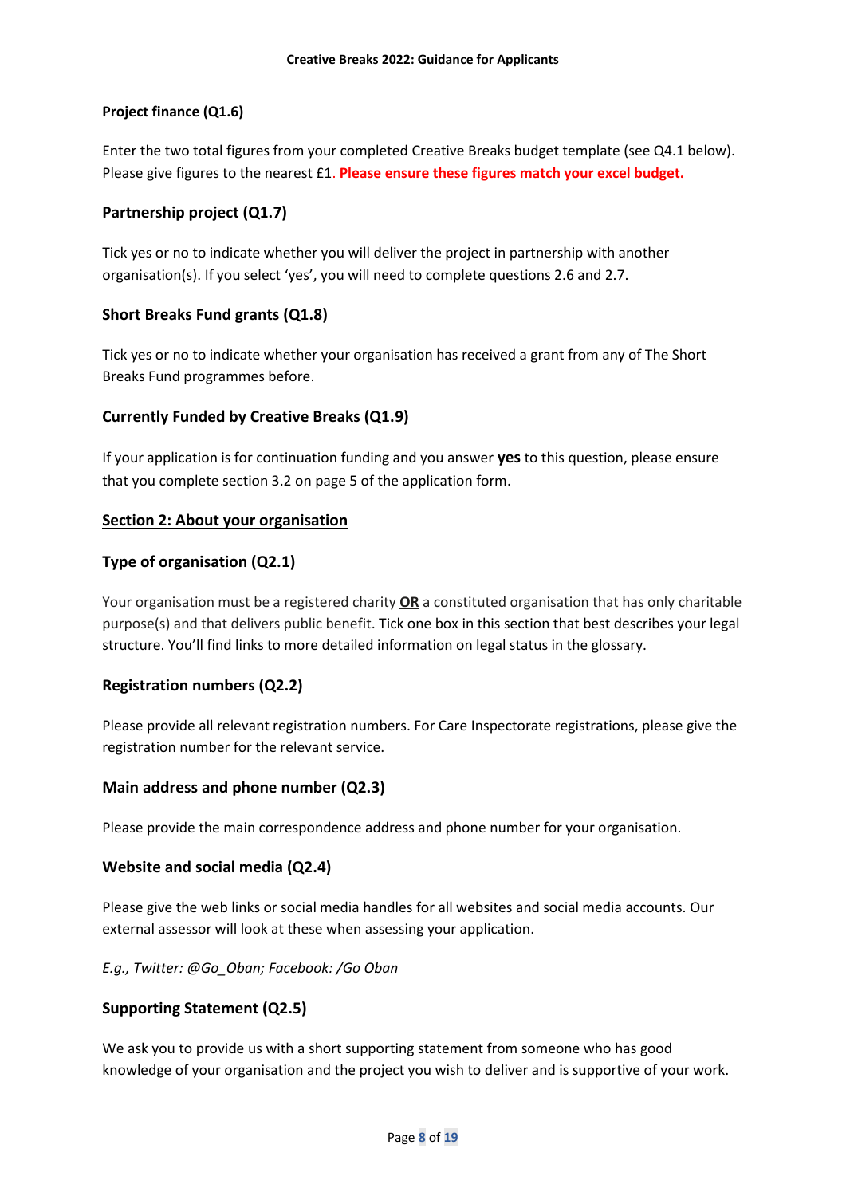### Project finance (Q1.6)

Enter the two total figures from your completed Creative Breaks budget template (see Q4.1 below). Please give figures to the nearest £1. **Please ensure these figures match your excel budget.**

### Partnership project (Q1.7)

Tick yes or no to indicate whether you will deliver the project in partnership with another organisation(s). If you select 'yes', you will need to complete questions 2.6 and 2.7.

### Short Breaks Fund grants (Q1.8)

Tick yes or no to indicate whether your organisation has received a grant from any of The Short Breaks Fund programmes before.

### Currently Funded by Creative Breaks (Q1.9)

If your application is for continuation funding and you answer **yes** to this question, please ensure that you complete section 3.2 on page 5 of the application form.

## Section 2: About your organisation

### Type of organisation (Q2.1)

Your organisation must be a registered charity **OR** a constituted organisation that has only charitable purpose(s) and that delivers public benefit. Tick one box in this section that best describes your legal structure. You'll find links to more detailed information on legal status in the glossary.

### Registration numbers (Q2.2)

Please provide all relevant registration numbers. For Care Inspectorate registrations, please give the registration number for the relevant service.

### Main address and phone number (Q2.3)

Please provide the main correspondence address and phone number for your organisation.

### Website and social media (Q2.4)

Please give the web links or social media handles for all websites and social media accounts. Our external assessor will look at these when assessing your application.

*E.g., Twitter: @Go_Oban; Facebook: /Go Oban*

### Supporting Statement (Q2.5)

We ask you to provide us with a short supporting statement from someone who has good knowledge of your organisation and the project you wish to deliver and is supportive of your work.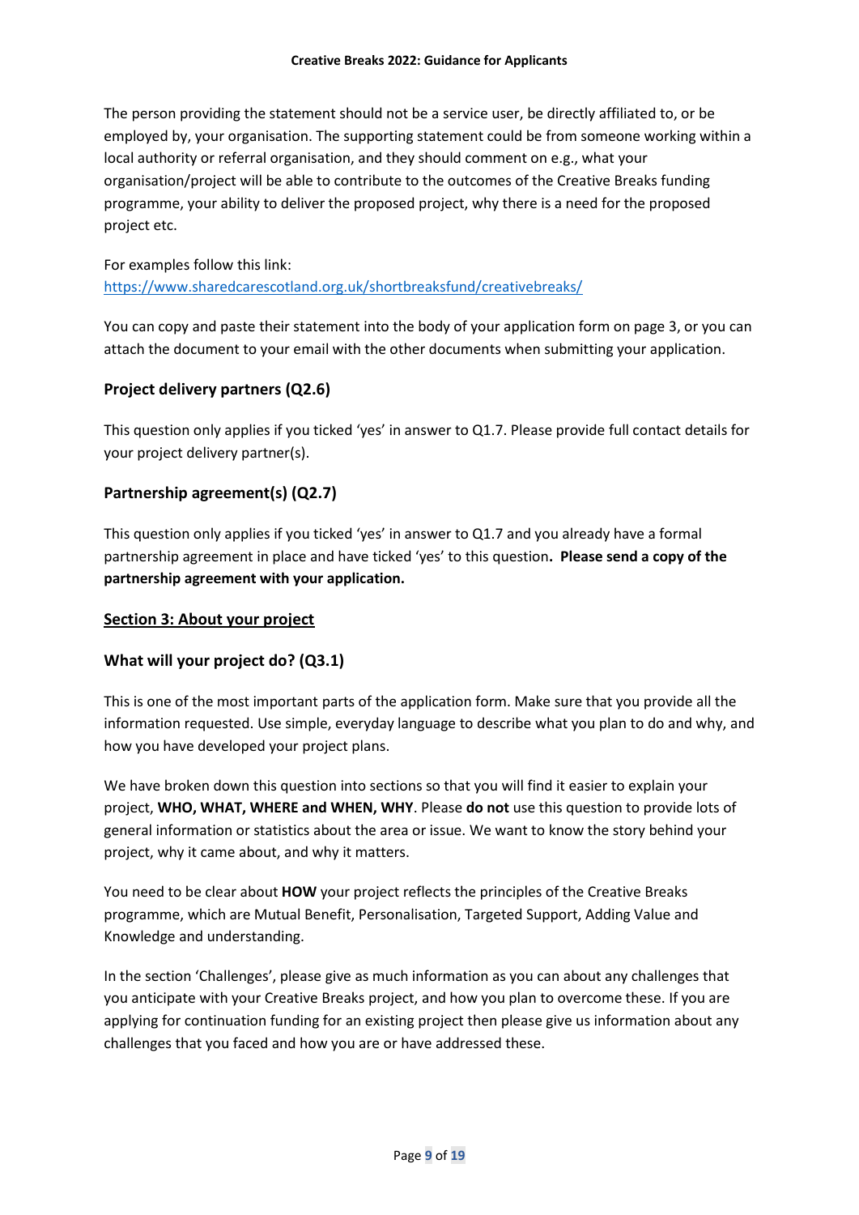The person providing the statement should not be a service user, be directly affiliated to, or be employed by, your organisation. The supporting statement could be from someone working within a local authority or referral organisation, and they should comment on e.g., what your organisation/project will be able to contribute to the outcomes of the Creative Breaks funding programme, your ability to deliver the proposed project, why there is a need for the proposed project etc.

For examples follow this link:
https://www.sharedcarescotland.org.uk/shortbreaksfund/creativebreaks/

You can copy and paste their statement into the body of your application form on page 3, or you can attach the document to your email with the other documents when submitting your application.

### Project delivery partners (Q2.6)

This question only applies if you ticked 'yes' in answer to Q1.7. Please provide full contact details for your project delivery partner(s).

### Partnership agreement(s) (Q2.7)

This question only applies if you ticked 'yes' in answer to Q1.7 and you already have a formal partnership agreement in place and have ticked 'yes' to this question**. Please send a copy of the partnership agreement with your application.**

## Section 3: About your project

### What will your project do? (Q3.1)

This is one of the most important parts of the application form. Make sure that you provide all the information requested. Use simple, everyday language to describe what you plan to do and why, and how you have developed your project plans.

We have broken down this question into sections so that you will find it easier to explain your project, **WHO, WHAT, WHERE and WHEN, WHY**. Please **do not** use this question to provide lots of general information or statistics about the area or issue. We want to know the story behind your project, why it came about, and why it matters.

You need to be clear about **HOW** your project reflects the principles of the Creative Breaks programme, which are Mutual Benefit, Personalisation, Targeted Support, Adding Value and Knowledge and understanding.

In the section 'Challenges', please give as much information as you can about any challenges that you anticipate with your Creative Breaks project, and how you plan to overcome these. If you are applying for continuation funding for an existing project then please give us information about any challenges that you faced and how you are or have addressed these.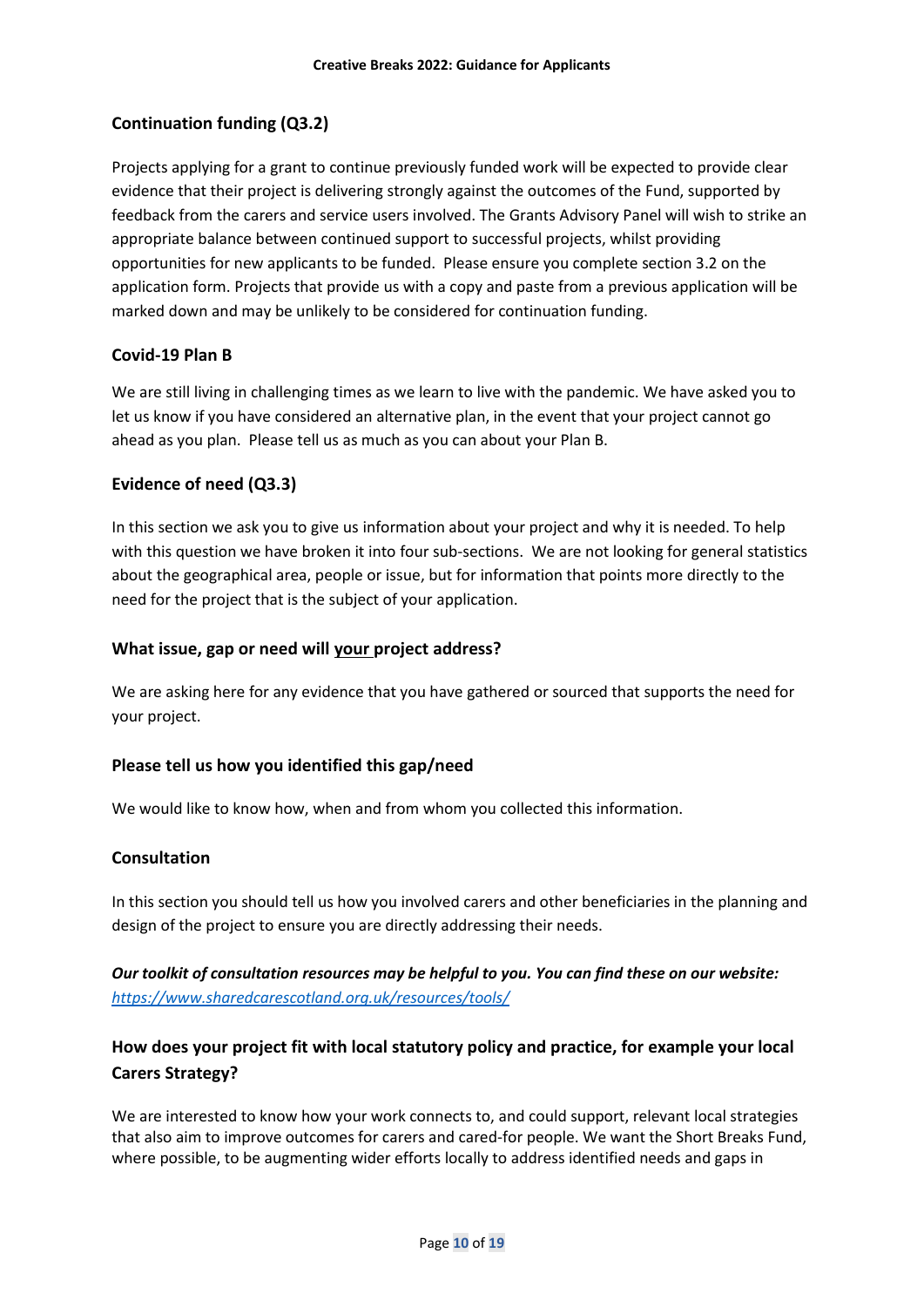### Continuation funding (Q3.2)

Projects applying for a grant to continue previously funded work will be expected to provide clear evidence that their project is delivering strongly against the outcomes of the Fund, supported by feedback from the carers and service users involved. The Grants Advisory Panel will wish to strike an appropriate balance between continued support to successful projects, whilst providing opportunities for new applicants to be funded. Please ensure you complete section 3.2 on the application form. Projects that provide us with a copy and paste from a previous application will be marked down and may be unlikely to be considered for continuation funding.

### Covid-19 Plan B

We are still living in challenging times as we learn to live with the pandemic. We have asked you to let us know if you have considered an alternative plan, in the event that your project cannot go ahead as you plan. Please tell us as much as you can about your Plan B.

### Evidence of need (Q3.3)

In this section we ask you to give us information about your project and why it is needed. To help with this question we have broken it into four sub-sections. We are not looking for general statistics about the geographical area, people or issue, but for information that points more directly to the need for the project that is the subject of your application.

#### What issue, gap or need will <u>your</u> project address?

We are asking here for any evidence that you have gathered or sourced that supports the need for your project.

#### Please tell us how you identified this gap/need

We would like to know how, when and from whom you collected this information.

#### Consultation

In this section you should tell us how you involved carers and other beneficiaries in the planning and design of the project to ensure you are directly addressing their needs.

***Our toolkit of consultation resources may be helpful to you. You can find these on our website: [https://www.sharedcarescotland.org.uk/resources/tools/](https://www.sharedcarescotland.org.uk/resources/tools/)***

#### How does your project fit with local statutory policy and practice, for example your local Carers Strategy?

We are interested to know how your work connects to, and could support, relevant local strategies that also aim to improve outcomes for carers and cared-for people. We want the Short Breaks Fund, where possible, to be augmenting wider efforts locally to address identified needs and gaps in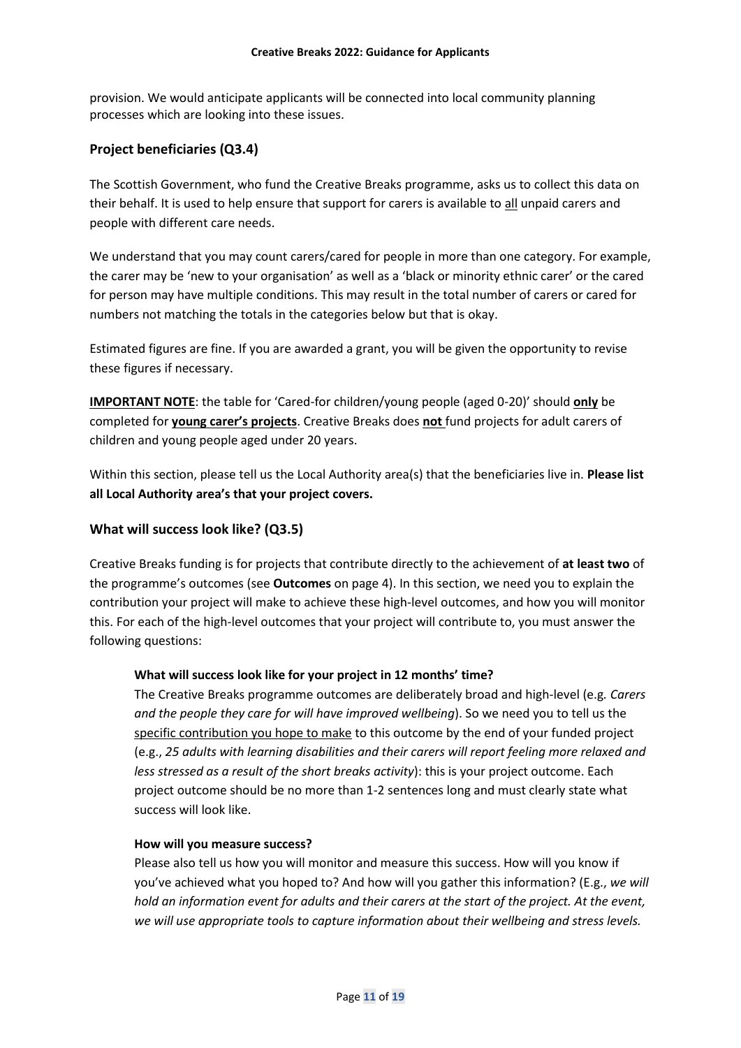provision. We would anticipate applicants will be connected into local community planning processes which are looking into these issues.

## Project beneficiaries (Q3.4)

The Scottish Government, who fund the Creative Breaks programme, asks us to collect this data on their behalf. It is used to help ensure that support for carers is available to all unpaid carers and people with different care needs.

We understand that you may count carers/cared for people in more than one category. For example, the carer may be 'new to your organisation' as well as a 'black or minority ethnic carer' or the cared for person may have multiple conditions. This may result in the total number of carers or cared for numbers not matching the totals in the categories below but that is okay.

Estimated figures are fine. If you are awarded a grant, you will be given the opportunity to revise these figures if necessary.

**IMPORTANT NOTE**: the table for 'Cared-for children/young people (aged 0-20)' should **only** be completed for **young carer's projects**. Creative Breaks does **not** fund projects for adult carers of children and young people aged under 20 years.

Within this section, please tell us the Local Authority area(s) that the beneficiaries live in. **Please list all Local Authority area's that your project covers.**

## What will success look like? (Q3.5)

Creative Breaks funding is for projects that contribute directly to the achievement of **at least two** of the programme's outcomes (see **Outcomes** on page 4). In this section, we need you to explain the contribution your project will make to achieve these high-level outcomes, and how you will monitor this. For each of the high-level outcomes that your project will contribute to, you must answer the following questions:

**What will success look like for your project in 12 months' time?**

The Creative Breaks programme outcomes are deliberately broad and high-level (e.g. *Carers and the people they care for will have improved wellbeing*). So we need you to tell us the specific contribution you hope to make to this outcome by the end of your funded project (e.g., *25 adults with learning disabilities and their carers will report feeling more relaxed and less stressed as a result of the short breaks activity*): this is your project outcome. Each project outcome should be no more than 1-2 sentences long and must clearly state what success will look like.

**How will you measure success?**

Please also tell us how you will monitor and measure this success. How will you know if you've achieved what you hoped to? And how will you gather this information? (E.g., *we will hold an information event for adults and their carers at the start of the project. At the event, we will use appropriate tools to capture information about their wellbeing and stress levels.*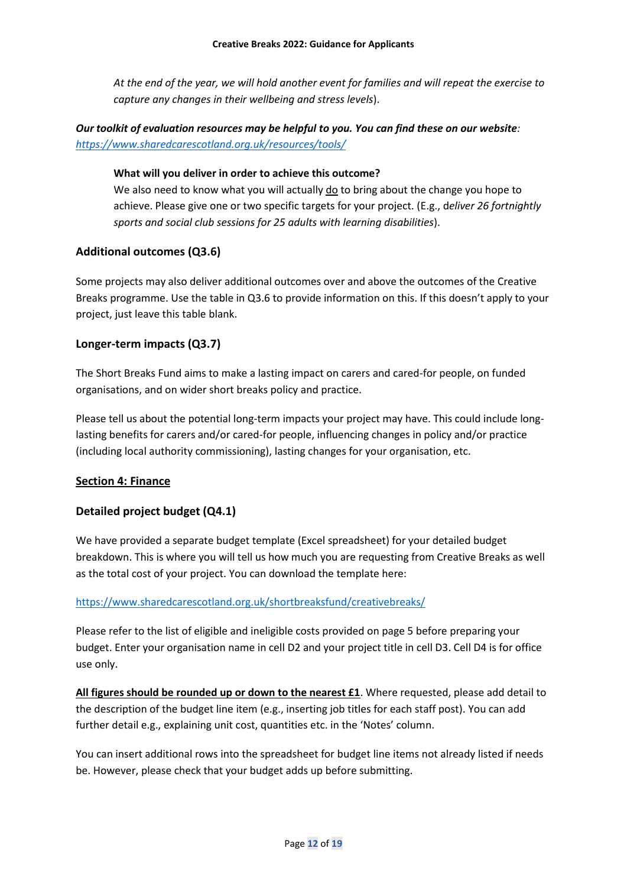*At the end of the year, we will hold another event for families and will repeat the exercise to capture any changes in their wellbeing and stress levels*).

***Our toolkit of evaluation resources may be helpful to you. You can find these on our website**: https://www.sharedcarescotland.org.uk/resources/tools/*

**What will you deliver in order to achieve this outcome?**

We also need to know what you will actually <u>do</u> to bring about the change you hope to achieve. Please give one or two specific targets for your project. (E.g., d*eliver 26 fortnightly sports and social club sessions for 25 adults with learning disabilities*).

### Additional outcomes (Q3.6)

Some projects may also deliver additional outcomes over and above the outcomes of the Creative Breaks programme. Use the table in Q3.6 to provide information on this. If this doesn't apply to your project, just leave this table blank.

### Longer-term impacts (Q3.7)

The Short Breaks Fund aims to make a lasting impact on carers and cared-for people, on funded organisations, and on wider short breaks policy and practice.

Please tell us about the potential long-term impacts your project may have. This could include long-lasting benefits for carers and/or cared-for people, influencing changes in policy and/or practice (including local authority commissioning), lasting changes for your organisation, etc.

## <u>Section 4: Finance</u>

### Detailed project budget (Q4.1)

We have provided a separate budget template (Excel spreadsheet) for your detailed budget breakdown. This is where you will tell us how much you are requesting from Creative Breaks as well as the total cost of your project. You can download the template here:

https://www.sharedcarescotland.org.uk/shortbreaksfund/creativebreaks/

Please refer to the list of eligible and ineligible costs provided on page 5 before preparing your budget. Enter your organisation name in cell D2 and your project title in cell D3. Cell D4 is for office use only.

<u>**All figures should be rounded up or down to the nearest £1**</u>. Where requested, please add detail to the description of the budget line item (e.g., inserting job titles for each staff post). You can add further detail e.g., explaining unit cost, quantities etc. in the 'Notes' column.

You can insert additional rows into the spreadsheet for budget line items not already listed if needs be. However, please check that your budget adds up before submitting.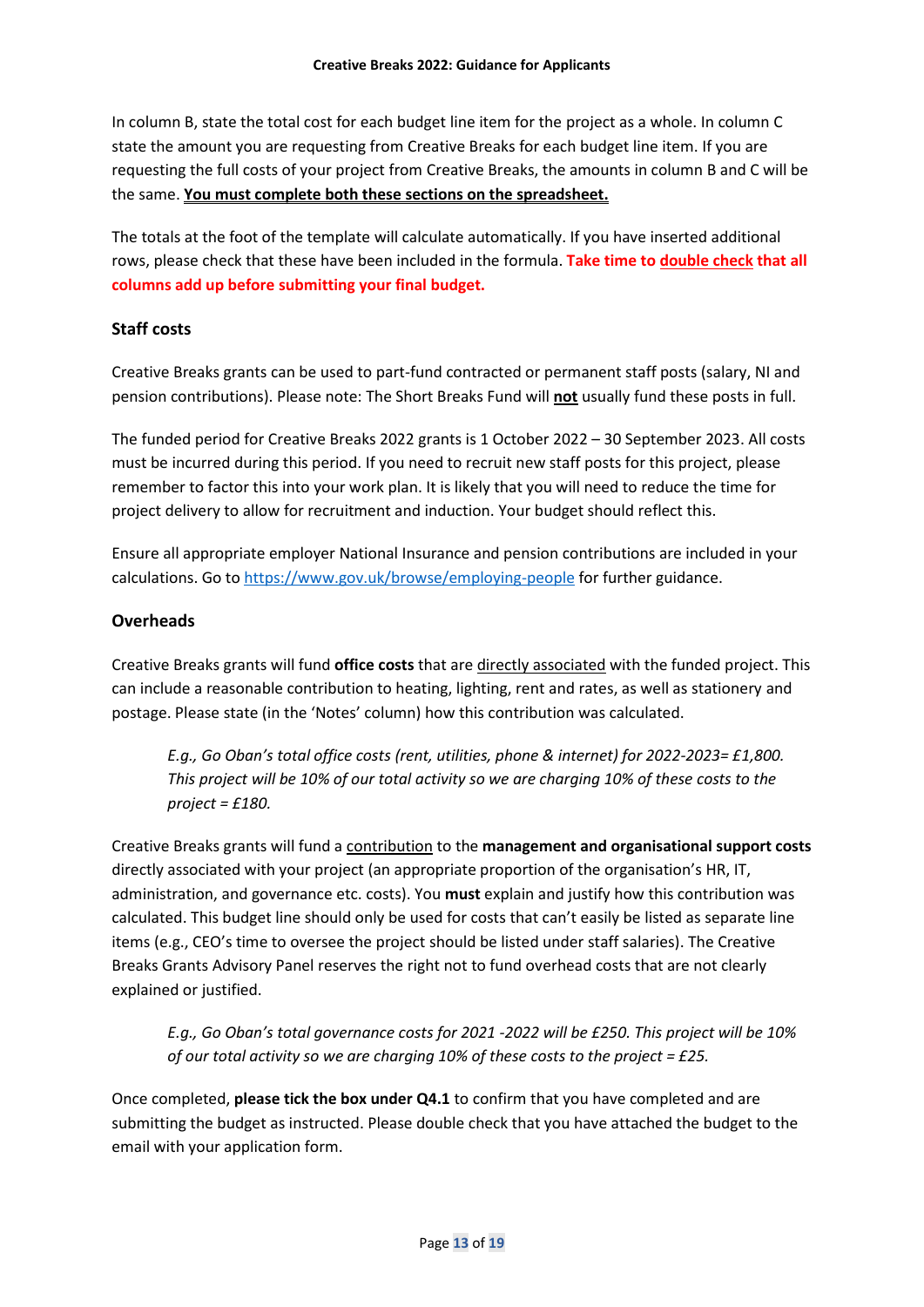In column B, state the total cost for each budget line item for the project as a whole. In column C state the amount you are requesting from Creative Breaks for each budget line item. If you are requesting the full costs of your project from Creative Breaks, the amounts in column B and C will be the same. <u>**You must complete both these sections on the spreadsheet.**</u>

The totals at the foot of the template will calculate automatically. If you have inserted additional rows, please check that these have been included in the formula. **Take time to <u>double check</u> that all columns add up before submitting your final budget.**

### Staff costs

Creative Breaks grants can be used to part-fund contracted or permanent staff posts (salary, NI and pension contributions). Please note: The Short Breaks Fund will <u>**not**</u> usually fund these posts in full.

The funded period for Creative Breaks 2022 grants is 1 October 2022 – 30 September 2023. All costs must be incurred during this period. If you need to recruit new staff posts for this project, please remember to factor this into your work plan. It is likely that you will need to reduce the time for project delivery to allow for recruitment and induction. Your budget should reflect this.

Ensure all appropriate employer National Insurance and pension contributions are included in your calculations. Go to https://www.gov.uk/browse/employing-people for further guidance.

### Overheads

Creative Breaks grants will fund **office costs** that are <u>directly associated</u> with the funded project. This can include a reasonable contribution to heating, lighting, rent and rates, as well as stationery and postage. Please state (in the 'Notes' column) how this contribution was calculated.

> *E.g., Go Oban's total office costs (rent, utilities, phone & internet) for 2022-2023= £1,800. This project will be 10% of our total activity so we are charging 10% of these costs to the project = £180.*

Creative Breaks grants will fund a <u>contribution</u> to the **management and organisational support costs** directly associated with your project (an appropriate proportion of the organisation's HR, IT, administration, and governance etc. costs). You **must** explain and justify how this contribution was calculated. This budget line should only be used for costs that can't easily be listed as separate line items (e.g., CEO's time to oversee the project should be listed under staff salaries). The Creative Breaks Grants Advisory Panel reserves the right not to fund overhead costs that are not clearly explained or justified.

> *E.g., Go Oban's total governance costs for 2021 -2022 will be £250. This project will be 10% of our total activity so we are charging 10% of these costs to the project = £25.*

Once completed, **please tick the box under Q4.1** to confirm that you have completed and are submitting the budget as instructed. Please double check that you have attached the budget to the email with your application form.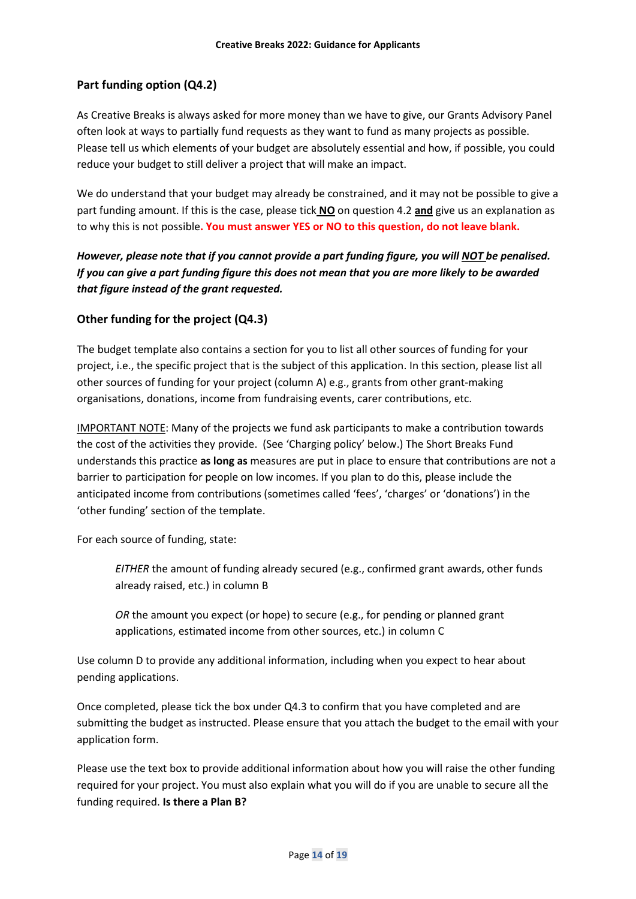## Part funding option (Q4.2)

As Creative Breaks is always asked for more money than we have to give, our Grants Advisory Panel often look at ways to partially fund requests as they want to fund as many projects as possible. Please tell us which elements of your budget are absolutely essential and how, if possible, you could reduce your budget to still deliver a project that will make an impact.

We do understand that your budget may already be constrained, and it may not be possible to give a part funding amount. If this is the case, please tick **NO** on question 4.2 **and** give us an explanation as to why this is not possible. **You must answer YES or NO to this question, do not leave blank.**

***However, please note that if you cannot provide a part funding figure, you will NOT be penalised. If you can give a part funding figure this does not mean that you are more likely to be awarded that figure instead of the grant requested.***

## Other funding for the project (Q4.3)

The budget template also contains a section for you to list all other sources of funding for your project, i.e., the specific project that is the subject of this application. In this section, please list all other sources of funding for your project (column A) e.g., grants from other grant-making organisations, donations, income from fundraising events, carer contributions, etc.

IMPORTANT NOTE: Many of the projects we fund ask participants to make a contribution towards the cost of the activities they provide. (See 'Charging policy' below.) The Short Breaks Fund understands this practice **as long as** measures are put in place to ensure that contributions are not a barrier to participation for people on low incomes. If you plan to do this, please include the anticipated income from contributions (sometimes called 'fees', 'charges' or 'donations') in the 'other funding' section of the template.

For each source of funding, state:

> *EITHER* the amount of funding already secured (e.g., confirmed grant awards, other funds already raised, etc.) in column B
>
> *OR* the amount you expect (or hope) to secure (e.g., for pending or planned grant applications, estimated income from other sources, etc.) in column C

Use column D to provide any additional information, including when you expect to hear about pending applications.

Once completed, please tick the box under Q4.3 to confirm that you have completed and are submitting the budget as instructed. Please ensure that you attach the budget to the email with your application form.

Please use the text box to provide additional information about how you will raise the other funding required for your project. You must also explain what you will do if you are unable to secure all the funding required. **Is there a Plan B?**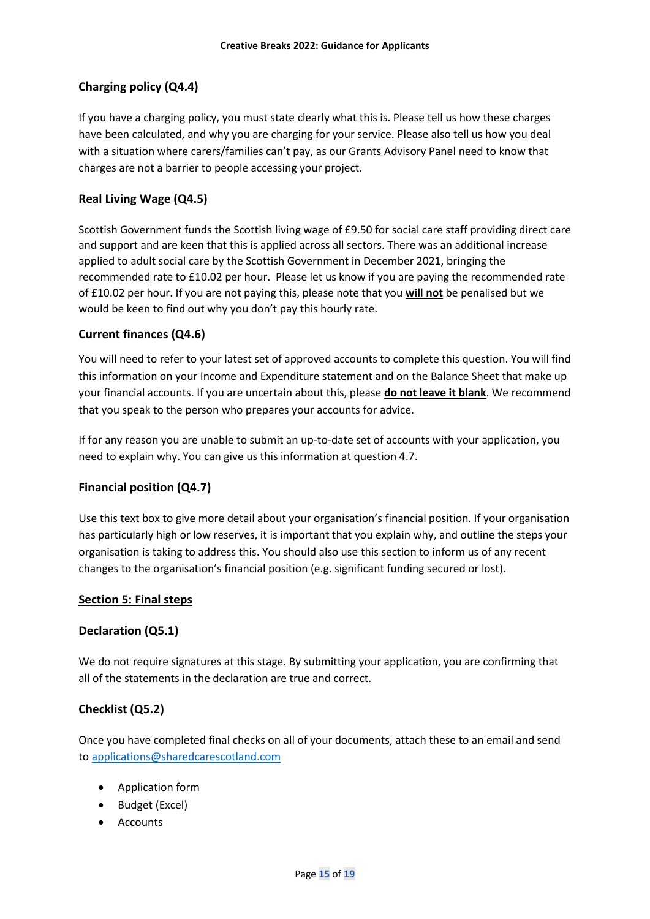### Charging policy (Q4.4)

If you have a charging policy, you must state clearly what this is. Please tell us how these charges have been calculated, and why you are charging for your service. Please also tell us how you deal with a situation where carers/families can't pay, as our Grants Advisory Panel need to know that charges are not a barrier to people accessing your project.

### Real Living Wage (Q4.5)

Scottish Government funds the Scottish living wage of £9.50 for social care staff providing direct care and support and are keen that this is applied across all sectors. There was an additional increase applied to adult social care by the Scottish Government in December 2021, bringing the recommended rate to £10.02 per hour. Please let us know if you are paying the recommended rate of £10.02 per hour. If you are not paying this, please note that you **will not** be penalised but we would be keen to find out why you don't pay this hourly rate.

### Current finances (Q4.6)

You will need to refer to your latest set of approved accounts to complete this question. You will find this information on your Income and Expenditure statement and on the Balance Sheet that make up your financial accounts. If you are uncertain about this, please **do not leave it blank**. We recommend that you speak to the person who prepares your accounts for advice.

If for any reason you are unable to submit an up-to-date set of accounts with your application, you need to explain why. You can give us this information at question 4.7.

### Financial position (Q4.7)

Use this text box to give more detail about your organisation's financial position. If your organisation has particularly high or low reserves, it is important that you explain why, and outline the steps your organisation is taking to address this. You should also use this section to inform us of any recent changes to the organisation's financial position (e.g. significant funding secured or lost).

## Section 5: Final steps

### Declaration (Q5.1)

We do not require signatures at this stage. By submitting your application, you are confirming that all of the statements in the declaration are true and correct.

### Checklist (Q5.2)

Once you have completed final checks on all of your documents, attach these to an email and send to applications@sharedcarescotland.com

- Application form
- Budget (Excel)
- Accounts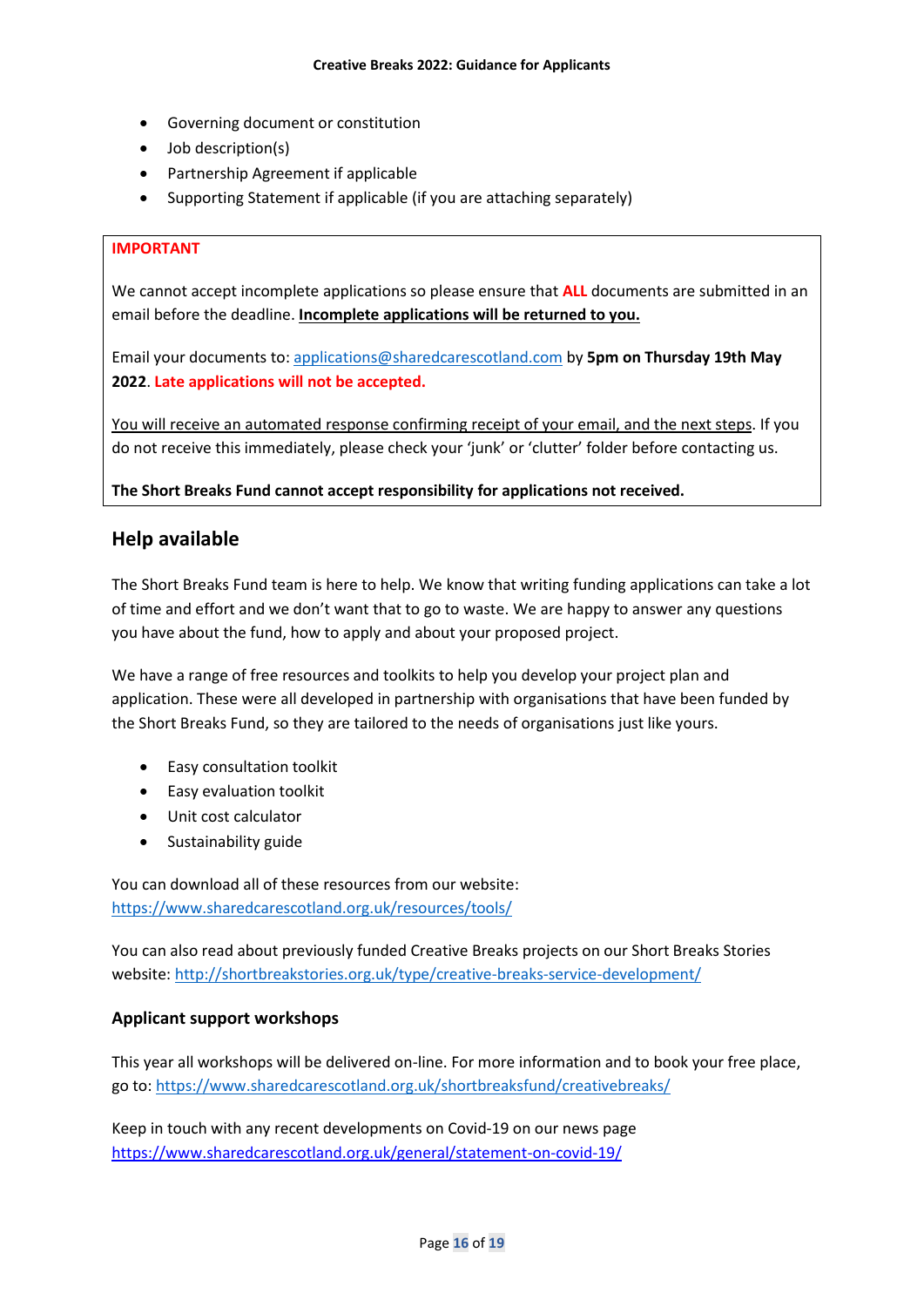- Governing document or constitution
- Job description(s)
- Partnership Agreement if applicable
- Supporting Statement if applicable (if you are attaching separately)

**IMPORTANT**

We cannot accept incomplete applications so please ensure that **ALL** documents are submitted in an email before the deadline. **Incomplete applications will be returned to you.**

Email your documents to: applications@sharedcarescotland.com by **5pm on Thursday 19th May 2022**. **Late applications will not be accepted.**

You will receive an automated response confirming receipt of your email, and the next steps. If you do not receive this immediately, please check your 'junk' or 'clutter' folder before contacting us.

**The Short Breaks Fund cannot accept responsibility for applications not received.**

## Help available

The Short Breaks Fund team is here to help. We know that writing funding applications can take a lot of time and effort and we don't want that to go to waste. We are happy to answer any questions you have about the fund, how to apply and about your proposed project.

We have a range of free resources and toolkits to help you develop your project plan and application. These were all developed in partnership with organisations that have been funded by the Short Breaks Fund, so they are tailored to the needs of organisations just like yours.

- Easy consultation toolkit
- Easy evaluation toolkit
- Unit cost calculator
- Sustainability guide

You can download all of these resources from our website: https://www.sharedcarescotland.org.uk/resources/tools/

You can also read about previously funded Creative Breaks projects on our Short Breaks Stories website: http://shortbreakstories.org.uk/type/creative-breaks-service-development/

### Applicant support workshops

This year all workshops will be delivered on-line. For more information and to book your free place, go to: https://www.sharedcarescotland.org.uk/shortbreaksfund/creativebreaks/

Keep in touch with any recent developments on Covid-19 on our news page https://www.sharedcarescotland.org.uk/general/statement-on-covid-19/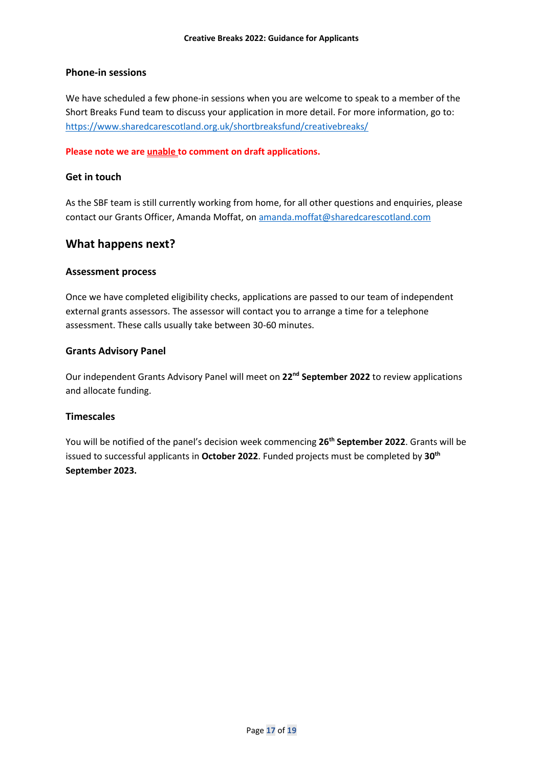### Phone-in sessions

We have scheduled a few phone-in sessions when you are welcome to speak to a member of the Short Breaks Fund team to discuss your application in more detail. For more information, go to: https://www.sharedcarescotland.org.uk/shortbreaksfund/creativebreaks/

**Please note we are unable to comment on draft applications.**

### Get in touch

As the SBF team is still currently working from home, for all other questions and enquiries, please contact our Grants Officer, Amanda Moffat, on amanda.moffat@sharedcarescotland.com

## What happens next?

### Assessment process

Once we have completed eligibility checks, applications are passed to our team of independent external grants assessors. The assessor will contact you to arrange a time for a telephone assessment. These calls usually take between 30-60 minutes.

### Grants Advisory Panel

Our independent Grants Advisory Panel will meet on **22nd September 2022** to review applications and allocate funding.

### Timescales

You will be notified of the panel's decision week commencing **26th September 2022**. Grants will be issued to successful applicants in **October 2022**. Funded projects must be completed by **30th September 2023.**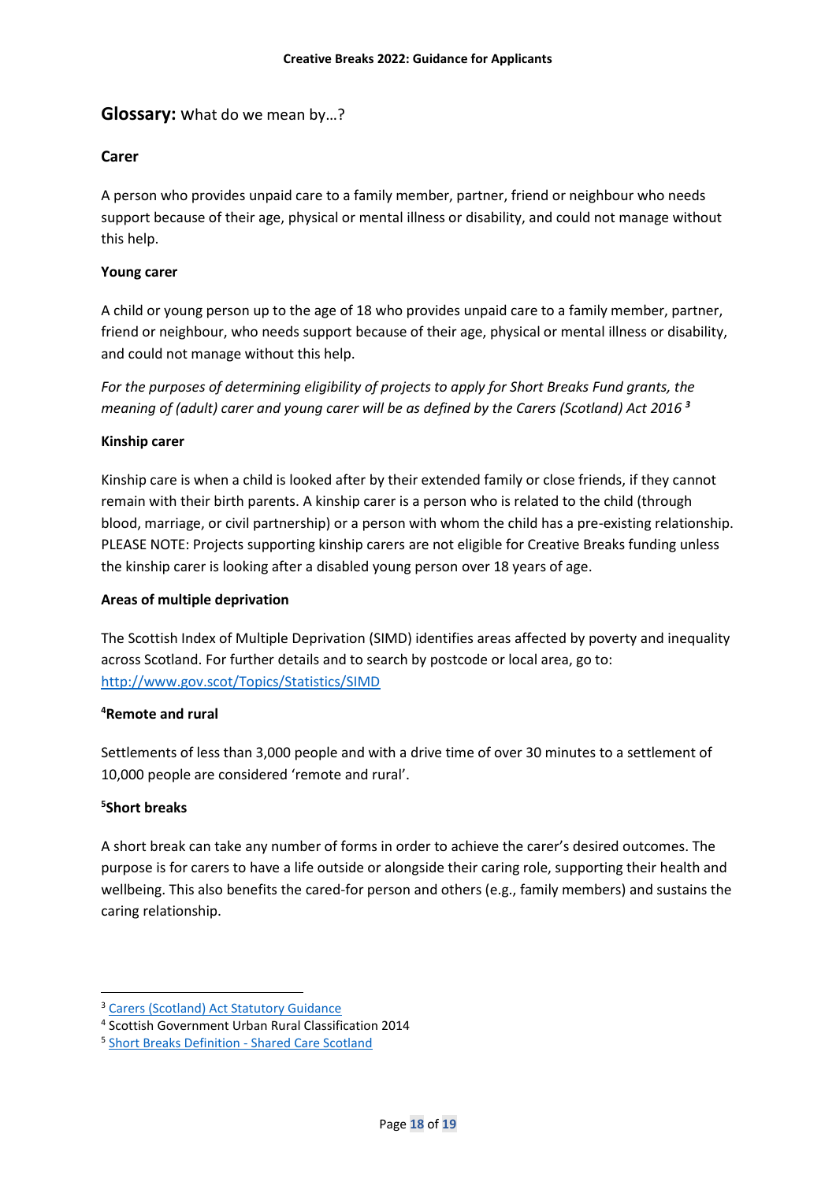## **Glossary:** What do we mean by…?

### Carer

A person who provides unpaid care to a family member, partner, friend or neighbour who needs support because of their age, physical or mental illness or disability, and could not manage without this help.

### Young carer

A child or young person up to the age of 18 who provides unpaid care to a family member, partner, friend or neighbour, who needs support because of their age, physical or mental illness or disability, and could not manage without this help.

*For the purposes of determining eligibility of projects to apply for Short Breaks Fund grants, the meaning of (adult) carer and young carer will be as defined by the Carers (Scotland) Act 2016* [3]

### Kinship carer

Kinship care is when a child is looked after by their extended family or close friends, if they cannot remain with their birth parents. A kinship carer is a person who is related to the child (through blood, marriage, or civil partnership) or a person with whom the child has a pre-existing relationship. PLEASE NOTE: Projects supporting kinship carers are not eligible for Creative Breaks funding unless the kinship carer is looking after a disabled young person over 18 years of age.

### Areas of multiple deprivation

The Scottish Index of Multiple Deprivation (SIMD) identifies areas affected by poverty and inequality across Scotland. For further details and to search by postcode or local area, go to: http://www.gov.scot/Topics/Statistics/SIMD

### [4]Remote and rural

Settlements of less than 3,000 people and with a drive time of over 30 minutes to a settlement of 10,000 people are considered 'remote and rural'.

### [5]Short breaks

A short break can take any number of forms in order to achieve the carer's desired outcomes. The purpose is for carers to have a life outside or alongside their caring role, supporting their health and wellbeing. This also benefits the cared-for person and others (e.g., family members) and sustains the caring relationship.

---

[3] Carers (Scotland) Act Statutory Guidance
[4] Scottish Government Urban Rural Classification 2014
[5] Short Breaks Definition - Shared Care Scotland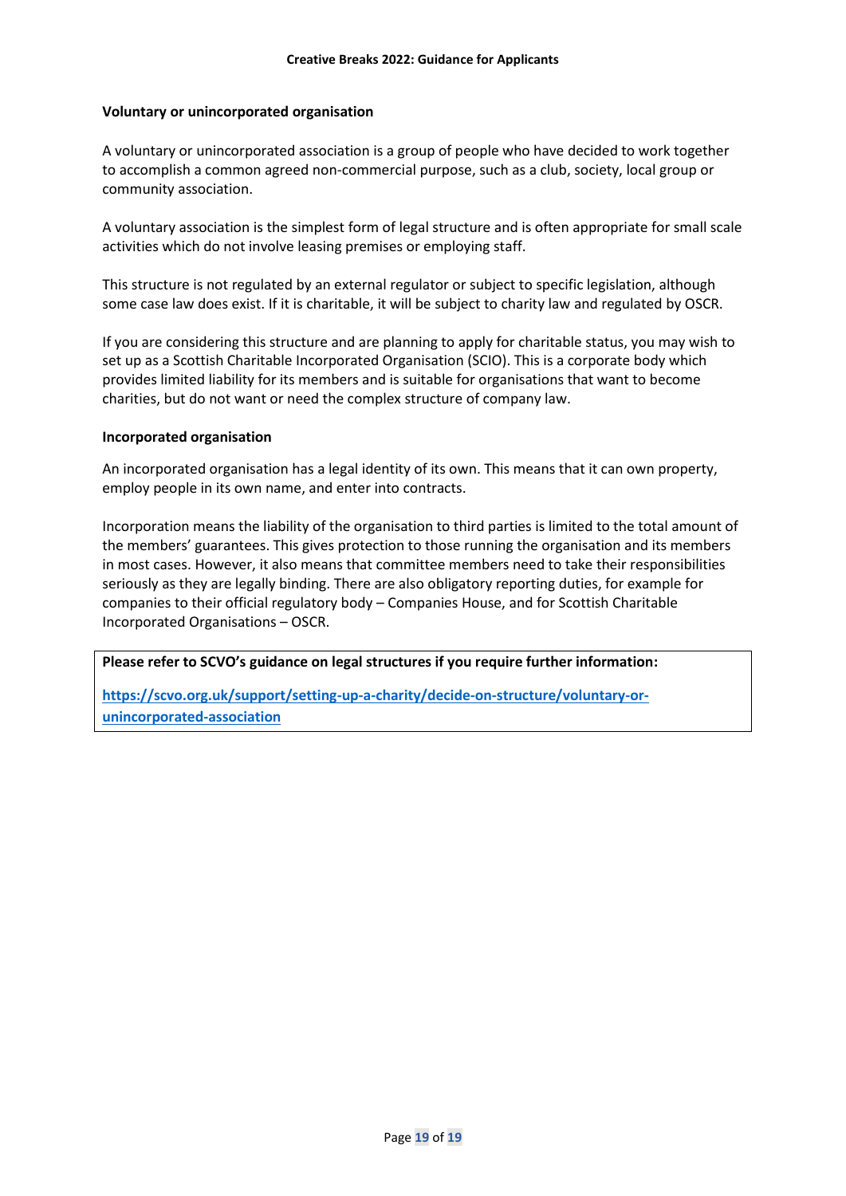**Voluntary or unincorporated organisation**

A voluntary or unincorporated association is a group of people who have decided to work together to accomplish a common agreed non-commercial purpose, such as a club, society, local group or community association.

A voluntary association is the simplest form of legal structure and is often appropriate for small scale activities which do not involve leasing premises or employing staff.

This structure is not regulated by an external regulator or subject to specific legislation, although some case law does exist. If it is charitable, it will be subject to charity law and regulated by OSCR.

If you are considering this structure and are planning to apply for charitable status, you may wish to set up as a Scottish Charitable Incorporated Organisation (SCIO). This is a corporate body which provides limited liability for its members and is suitable for organisations that want to become charities, but do not want or need the complex structure of company law.

**Incorporated organisation**

An incorporated organisation has a legal identity of its own. This means that it can own property, employ people in its own name, and enter into contracts.

Incorporation means the liability of the organisation to third parties is limited to the total amount of the members' guarantees. This gives protection to those running the organisation and its members in most cases. However, it also means that committee members need to take their responsibilities seriously as they are legally binding. There are also obligatory reporting duties, for example for companies to their official regulatory body – Companies House, and for Scottish Charitable Incorporated Organisations – OSCR.

**Please refer to SCVO's guidance on legal structures if you require further information:**

**[https://scvo.org.uk/support/setting-up-a-charity/decide-on-structure/voluntary-or-unincorporated-association](https://scvo.org.uk/support/setting-up-a-charity/decide-on-structure/voluntary-or-unincorporated-association)**